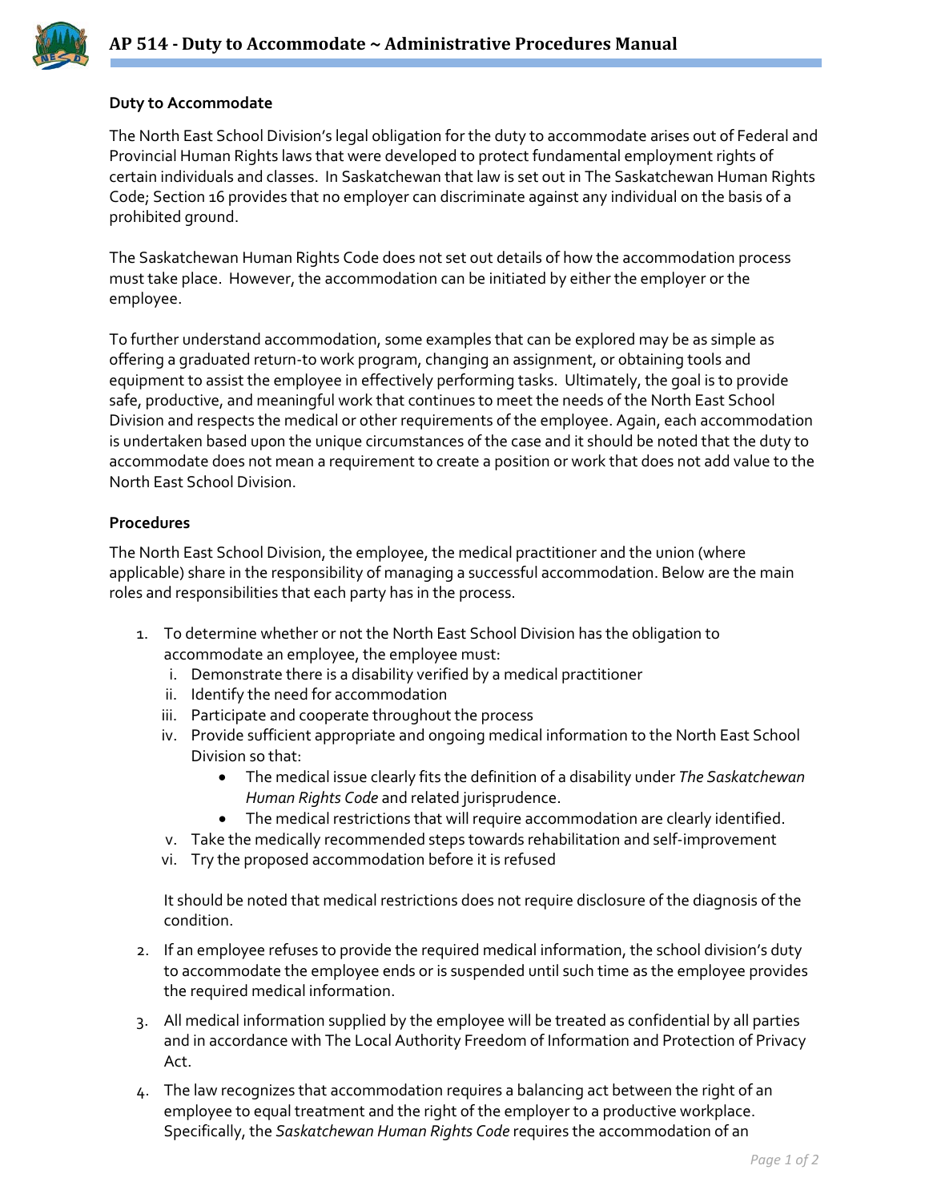# AP 514 - Duty to Accommodate ~ Administrative Procedures Manual

**Duty to Accommodate**

The North East School Division's legal obligation for the duty to accommodate arises out of Federal and Provincial Human Rights laws that were developed to protect fundamental employment rights of certain individuals and classes. In Saskatchewan that law is set out in The Saskatchewan Human Rights Code; Section 16 provides that no employer can discriminate against any individual on the basis of a prohibited ground.

The Saskatchewan Human Rights Code does not set out details of how the accommodation process must take place. However, the accommodation can be initiated by either the employer or the employee.

To further understand accommodation, some examples that can be explored may be as simple as offering a graduated return-to work program, changing an assignment, or obtaining tools and equipment to assist the employee in effectively performing tasks. Ultimately, the goal is to provide safe, productive, and meaningful work that continues to meet the needs of the North East School Division and respects the medical or other requirements of the employee. Again, each accommodation is undertaken based upon the unique circumstances of the case and it should be noted that the duty to accommodate does not mean a requirement to create a position or work that does not add value to the North East School Division.

**Procedures**

The North East School Division, the employee, the medical practitioner and the union (where applicable) share in the responsibility of managing a successful accommodation. Below are the main roles and responsibilities that each party has in the process.

1. To determine whether or not the North East School Division has the obligation to accommodate an employee, the employee must:
   i. Demonstrate there is a disability verified by a medical practitioner
   ii. Identify the need for accommodation
   iii. Participate and cooperate throughout the process
   iv. Provide sufficient appropriate and ongoing medical information to the North East School Division so that:
      - The medical issue clearly fits the definition of a disability under *The Saskatchewan Human Rights Code* and related jurisprudence.
      - The medical restrictions that will require accommodation are clearly identified.
   v. Take the medically recommended steps towards rehabilitation and self-improvement
   vi. Try the proposed accommodation before it is refused

   It should be noted that medical restrictions does not require disclosure of the diagnosis of the condition.

2. If an employee refuses to provide the required medical information, the school division's duty to accommodate the employee ends or is suspended until such time as the employee provides the required medical information.

3. All medical information supplied by the employee will be treated as confidential by all parties and in accordance with The Local Authority Freedom of Information and Protection of Privacy Act.

4. The law recognizes that accommodation requires a balancing act between the right of an employee to equal treatment and the right of the employer to a productive workplace. Specifically, the *Saskatchewan Human Rights Code* requires the accommodation of an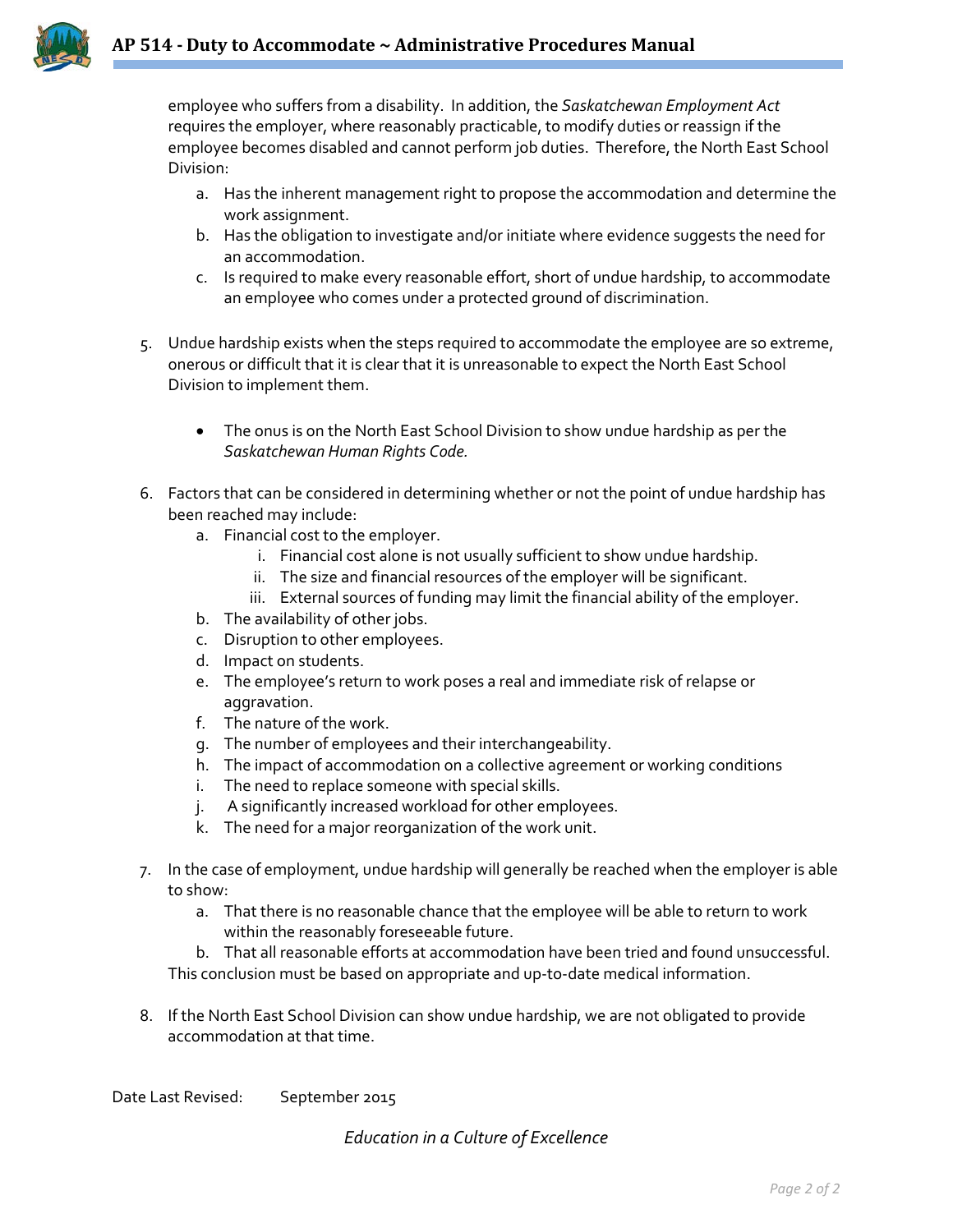employee who suffers from a disability. In addition, the *Saskatchewan Employment Act* requires the employer, where reasonably practicable, to modify duties or reassign if the employee becomes disabled and cannot perform job duties. Therefore, the North East School Division:

   a. Has the inherent management right to propose the accommodation and determine the work assignment.
   b. Has the obligation to investigate and/or initiate where evidence suggests the need for an accommodation.
   c. Is required to make every reasonable effort, short of undue hardship, to accommodate an employee who comes under a protected ground of discrimination.

5. Undue hardship exists when the steps required to accommodate the employee are so extreme, onerous or difficult that it is clear that it is unreasonable to expect the North East School Division to implement them.

   - The onus is on the North East School Division to show undue hardship as per the *Saskatchewan Human Rights Code.*

6. Factors that can be considered in determining whether or not the point of undue hardship has been reached may include:
   a. Financial cost to the employer.
      i. Financial cost alone is not usually sufficient to show undue hardship.
      ii. The size and financial resources of the employer will be significant.
      iii. External sources of funding may limit the financial ability of the employer.
   b. The availability of other jobs.
   c. Disruption to other employees.
   d. Impact on students.
   e. The employee's return to work poses a real and immediate risk of relapse or aggravation.
   f. The nature of the work.
   g. The number of employees and their interchangeability.
   h. The impact of accommodation on a collective agreement or working conditions
   i. The need to replace someone with special skills.
   j. A significantly increased workload for other employees.
   k. The need for a major reorganization of the work unit.

7. In the case of employment, undue hardship will generally be reached when the employer is able to show:
   a. That there is no reasonable chance that the employee will be able to return to work within the reasonably foreseeable future.
   b. That all reasonable efforts at accommodation have been tried and found unsuccessful.

   This conclusion must be based on appropriate and up-to-date medical information.

8. If the North East School Division can show undue hardship, we are not obligated to provide accommodation at that time.

Date Last Revised: September 2015

*Education in a Culture of Excellence*